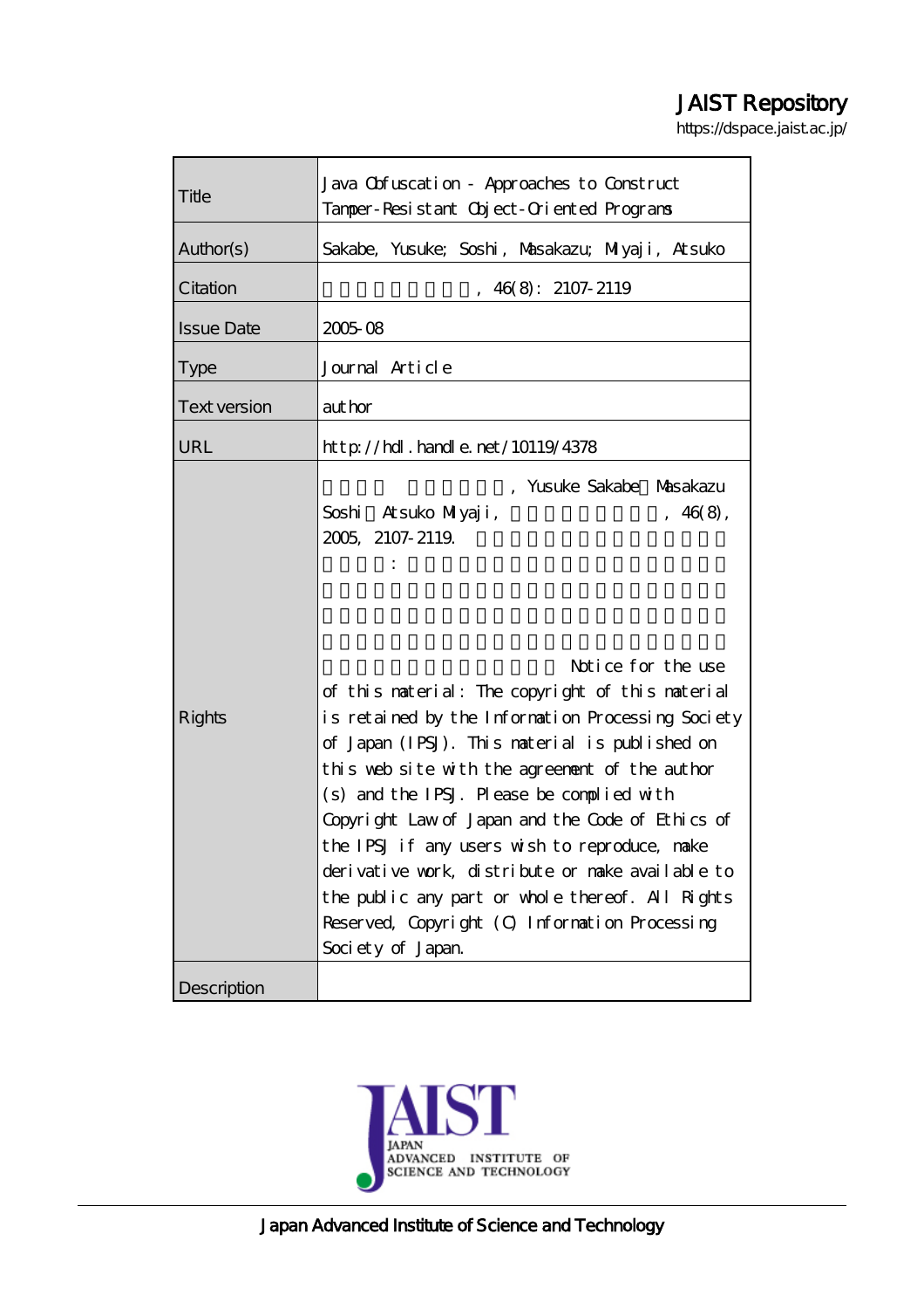# JAIST Repository

https://dspace.jaist.ac.jp/

| | |
|---|---|
| Title | Java Obfuscation - Approaches to Construct Tamper-Resistant Object-Oriented Programs |
| Author(s) | Sakabe, Yusuke; Soshi, Masakazu; Miyaji, Atsuko |
| Citation | , 46(8): 2107-2119 |
| Issue Date | 2005-08 |
| Type | Journal Article |
| Text version | author |
| URL | http://hdl.handle.net/10119/4378 |
| Rights | , Yusuke Sakabe Masakazu Soshi Atsuko Miyaji, , 46(8), 2005, 2107-2119. : Notice for the use of this material: The copyright of this material is retained by the Information Processing Society of Japan (IPSJ). This material is published on this web site with the agreement of the author(s) and the IPSJ. Please be complied with Copyright Law of Japan and the Code of Ethics of the IPSJ if any users wish to reproduce, make derivative work, distribute or make available to the public any part or whole thereof. All Rights Reserved, Copyright (C) Information Processing Society of Japan. |
| Description | |

JAIST JAPAN ADVANCED INSTITUTE OF SCIENCE AND TECHNOLOGY

Japan Advanced Institute of Science and Technology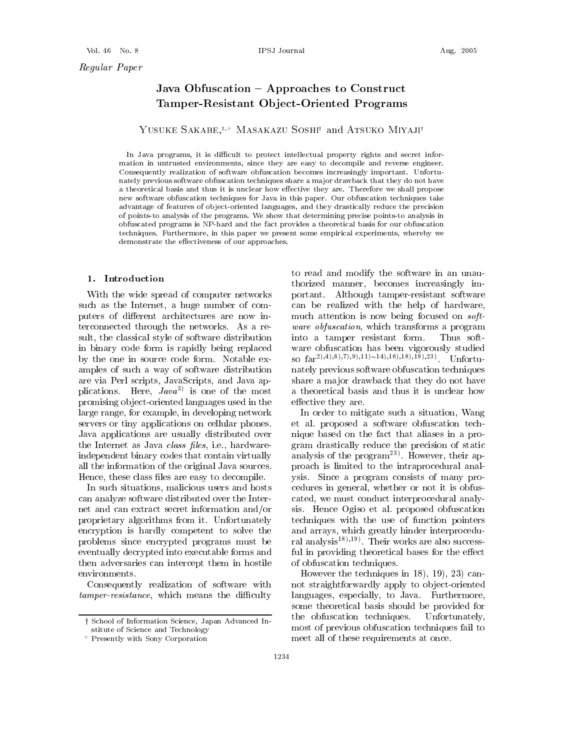Regular Paper

# Java Obfuscation – Approaches to Construct Tamper-Resistant Object-Oriented Programs

Yusuke Sakabe,[†,⋆] Masakazu Soshi[†] and Atsuko Miyaji[†]

In Java programs, it is difficult to protect intellectual property rights and secret information in untrusted environments, since they are easy to decompile and reverse engineer. Consequently realization of software obfuscation becomes increasingly important. Unfortunately previous software obfuscation techniques share a major drawback that they do not have a theoretical basis and thus it is unclear how effective they are. Therefore we shall propose new software obfuscation techniques for Java in this paper. Our obfuscation techniques take advantage of features of object-oriented languages, and they drastically reduce the precision of points-to analysis of the programs. We show that determining precise points-to analysis in obfuscated programs is NP-hard and the fact provides a theoretical basis for our obfuscation techniques. Furthermore, in this paper we present some empirical experiments, whereby we demonstrate the effectiveness of our approaches.

## 1. Introduction

With the wide spread of computer networks such as the Internet, a huge number of computers of different architectures are now interconnected through the networks. As a result, the classical style of software distribution in binary code form is rapidly being replaced by the one in source code form. Notable examples of such a way of software distribution are via Perl scripts, JavaScripts, and Java applications. Here, *Java*[3] is one of the most promising object-oriented languages used in the large range, for example, in developing network servers or tiny applications on cellular phones. Java applications are usually distributed over the Internet as Java *class files*, i.e., hardware-independent binary codes that contain virtually all the information of the original Java sources. Hence, these class files are easy to decompile.

In such situations, malicious users and hosts can analyze software distributed over the Internet and can extract secret information and/or proprietary algorithms from it. Unfortunately encryption is hardly competent to solve the problems since encrypted programs must be eventually decrypted into executable forms and then adversaries can intercept them in hostile environments.

Consequently realization of software with *tamper-resistance*, which means the difficulty to read and modify the software in an unauthorized manner, becomes increasingly important. Although tamper-resistant software can be realized with the help of hardware, much attention is now being focused on *software obfuscation*, which transforms a program into a tamper resistant form. Thus software obfuscation has been vigorously studied so far[2),4),6),7),9),11)∼14),16),18),19),23)]. Unfortunately previous software obfuscation techniques share a major drawback that they do not have a theoretical basis and thus it is unclear how effective they are.

In order to mitigate such a situation, Wang et al. proposed a software obfuscation technique based on the fact that aliases in a program drastically reduce the precision of static analysis of the program[23)]. However, their approach is limited to the intraprocedural analysis. Since a program consists of many procedures in general, whether or not it is obfuscated, we must conduct interprocedural analysis. Hence Ogiso et al. proposed obfuscation techniques with the use of function pointers and arrays, which greatly hinder interprocedural analysis[18),19)]. Their works are also successful in providing theoretical bases for the effect of obfuscation techniques.

However the techniques in 18), 19), 23) cannot straightforwardly apply to object-oriented languages, especially, to Java. Furthermore, some theoretical basis should be provided for the obfuscation techniques. Unfortunately, most of previous obfuscation techniques fail to meet all of these requirements at once.

† School of Information Science, Japan Advanced Institute of Science and Technology

⋆ Presently with Sony Corporation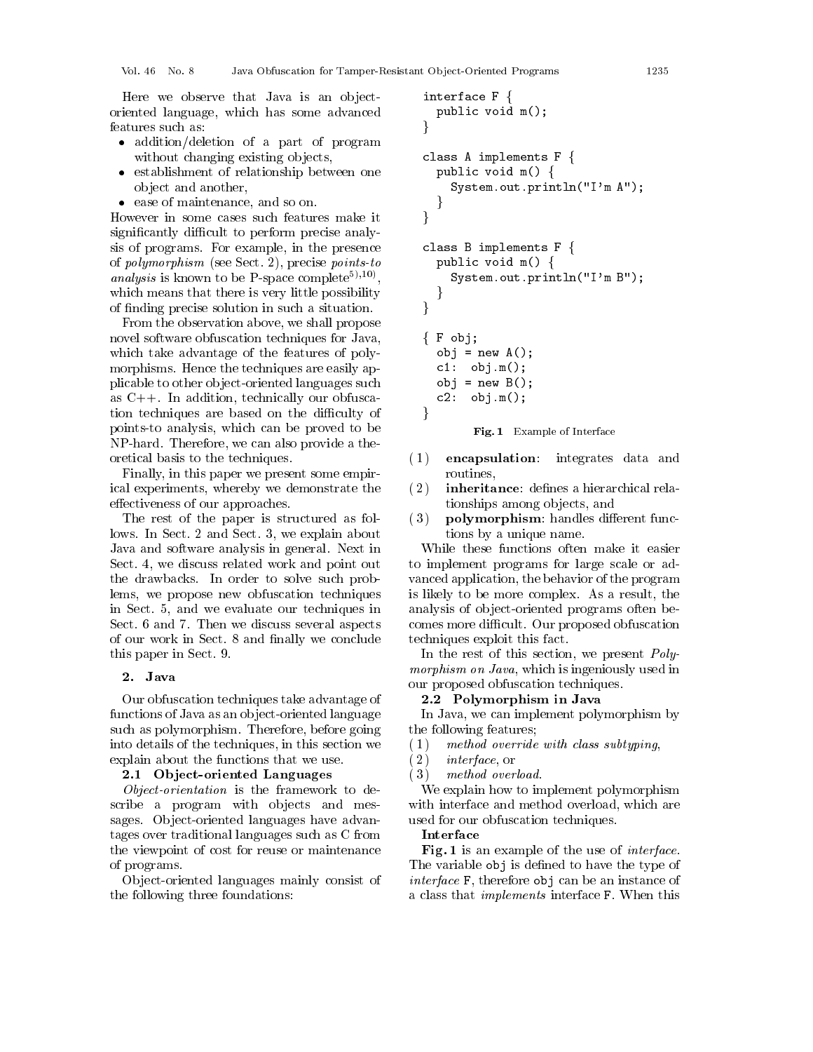Here we observe that Java is an object-oriented language, which has some advanced features such as:

- addition/deletion of a part of program without changing existing objects,
- establishment of relationship between one object and another,
- ease of maintenance, and so on.

However in some cases such features make it significantly difficult to perform precise analysis of programs. For example, in the presence of *polymorphism* (see Sect. 2), precise *points-to analysis* is known to be P-space complete[5),10)], which means that there is very little possibility of finding precise solution in such a situation.

From the observation above, we shall propose novel software obfuscation techniques for Java, which take advantage of the features of polymorphisms. Hence the techniques are easily applicable to other object-oriented languages such as C++. In addition, technically our obfuscation techniques are based on the difficulty of points-to analysis, which can be proved to be NP-hard. Therefore, we can also provide a theoretical basis to the techniques.

Finally, in this paper we present some empirical experiments, whereby we demonstrate the effectiveness of our approaches.

The rest of the paper is structured as follows. In Sect. 2 and Sect. 3, we explain about Java and software analysis in general. Next in Sect. 4, we discuss related work and point out the drawbacks. In order to solve such problems, we propose new obfuscation techniques in Sect. 5, and we evaluate our techniques in Sect. 6 and 7. Then we discuss several aspects of our work in Sect. 8 and finally we conclude this paper in Sect. 9.

## 2. Java

Our obfuscation techniques take advantage of functions of Java as an object-oriented language such as polymorphism. Therefore, before going into details of the techniques, in this section we explain about the functions that we use.

### 2.1 Object-oriented Languages

*Object-orientation* is the framework to describe a program with objects and messages. Object-oriented languages have advantages over traditional languages such as C from the viewpoint of cost for reuse or maintenance of programs.

Object-oriented languages mainly consist of the following three foundations:

```
interface F {
  public void m();
}

class A implements F {
  public void m() {
    System.out.println("I'm A");
  }
}

class B implements F {
  public void m() {
    System.out.println("I'm B");
  }
}

{ F obj;
  obj = new A();
  c1:  obj.m();
  obj = new B();
  c2:  obj.m();
}
```

**Fig. 1** Example of Interface

(1) **encapsulation**: integrates data and routines,

(2) **inheritance**: defines a hierarchical relationships among objects, and

(3) **polymorphism**: handles different functions by a unique name.

While these functions often make it easier to implement programs for large scale or advanced application, the behavior of the program is likely to be more complex. As a result, the analysis of object-oriented programs often becomes more difficult. Our proposed obfuscation techniques exploit this fact.

In the rest of this section, we present *Polymorphism on Java*, which is ingeniously used in our proposed obfuscation techniques.

### 2.2 Polymorphism in Java

In Java, we can implement polymorphism by the following features;

(1) *method override with class subtyping*,

(2) *interface*, or

(3) *method overload*.

We explain how to implement polymorphism with interface and method overload, which are used for our obfuscation techniques.

**Interface**

**Fig. 1** is an example of the use of *interface*. The variable `obj` is defined to have the type of *interface* `F`, therefore `obj` can be an instance of a class that *implements* interface `F`. When this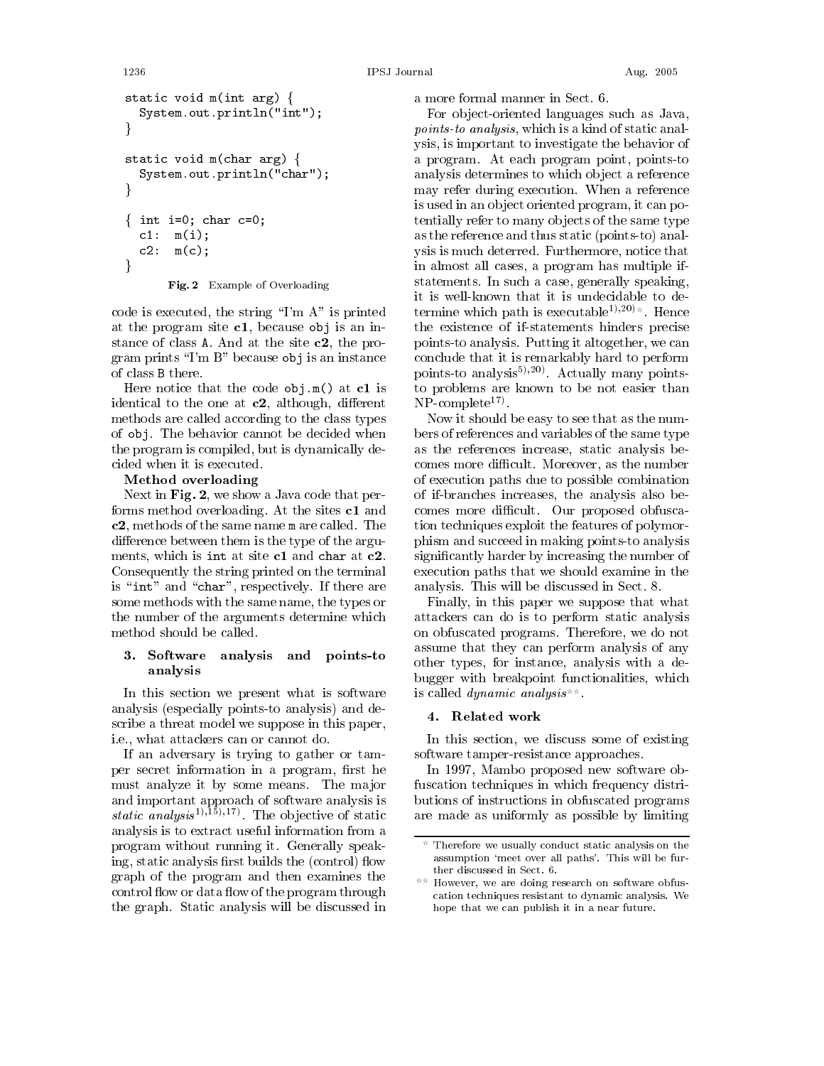```java
static void m(int arg) {
  System.out.println("int");
}

static void m(char arg) {
  System.out.println("char");
}

{ int i=0; char c=0;
  c1:  m(i);
  c2:  m(c);
}
```

**Fig. 2** Example of Overloading

code is executed, the string "I'm A" is printed at the program site **c1**, because obj is an instance of class A. And at the site **c2**, the program prints "I'm B" because obj is an instance of class B there.

Here notice that the code obj.m() at **c1** is identical to the one at **c2**, although, different methods are called according to the class types of obj. The behavior cannot be decided when the program is compiled, but is dynamically decided when it is executed.

**Method overloading**

Next in **Fig. 2**, we show a Java code that performs method overloading. At the sites **c1** and **c2**, methods of the same name m are called. The difference between them is the type of the arguments, which is int at site **c1** and char at **c2**. Consequently the string printed on the terminal is "int" and "char", respectively. If there are some methods with the same name, the types or the number of the arguments determine which method should be called.

## 3. Software analysis and points-to analysis

In this section we present what is software analysis (especially points-to analysis) and describe a threat model we suppose in this paper, i.e., what attackers can or cannot do.

If an adversary is trying to gather or tamper secret information in a program, first he must analyze it by some means. The major and important approach of software analysis is *static analysis*[1),15),17)]. The objective of static analysis is to extract useful information from a program without running it. Generally speaking, static analysis first builds the (control) flow graph of the program and then examines the control flow or data flow of the program through the graph. Static analysis will be discussed in a more formal manner in Sect. 6.

For object-oriented languages such as Java, *points-to analysis*, which is a kind of static analysis, is important to investigate the behavior of a program. At each program point, points-to analysis determines to which object a reference may refer during execution. When a reference is used in an object oriented program, it can potentially refer to many objects of the same type as the reference and thus static (points-to) analysis is much deterred. Furthermore, notice that in almost all cases, a program has multiple if-statements. In such a case, generally speaking, it is well-known that it is undecidable to determine which path is executable[1),20)☆]. Hence the existence of if-statements hinders precise points-to analysis. Putting it altogether, we can conclude that it is remarkably hard to perform points-to analysis[5),20)]. Actually many points-to problems are known to be not easier than NP-complete[17)].

Now it should be easy to see that as the numbers of references and variables of the same type as the references increase, static analysis becomes more difficult. Moreover, as the number of execution paths due to possible combination of if-branches increases, the analysis also becomes more difficult. Our proposed obfuscation techniques exploit the features of polymorphism and succeed in making points-to analysis significantly harder by increasing the number of execution paths that we should examine in the analysis. This will be discussed in Sect. 8.

Finally, in this paper we suppose that what attackers can do is to perform static analysis on obfuscated programs. Therefore, we do not assume that they can perform analysis of any other types, for instance, analysis with a debugger with breakpoint functionalities, which is called *dynamic analysis*[☆☆].

## 4. Related work

In this section, we discuss some of existing software tamper-resistance approaches.

In 1997, Mambo proposed new software obfuscation techniques in which frequency distributions of instructions in obfuscated programs are made as uniformly as possible by limiting

---

☆ Therefore we usually conduct static analysis on the assumption 'meet over all paths'. This will be further discussed in Sect. 6.

☆☆ However, we are doing research on software obfuscation techniques resistant to dynamic analysis. We hope that we can publish it in a near future.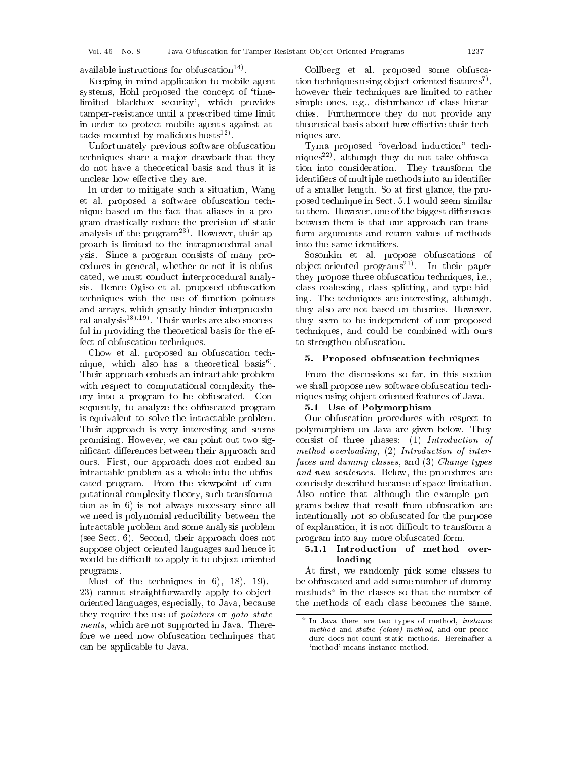available instructions for obfuscation[14].

Keeping in mind application to mobile agent systems, Hohl proposed the concept of 'time-limited blackbox security', which provides tamper-resistance until a prescribed time limit in order to protect mobile agents against attacks mounted by malicious hosts[12].

Unfortunately previous software obfuscation techniques share a major drawback that they do not have a theoretical basis and thus it is unclear how effective they are.

In order to mitigate such a situation, Wang et al. proposed a software obfuscation technique based on the fact that aliases in a program drastically reduce the precision of static analysis of the program[23]. However, their approach is limited to the intraprocedural analysis. Since a program consists of many procedures in general, whether or not it is obfuscated, we must conduct interprocedural analysis. Hence Ogiso et al. proposed obfuscation techniques with the use of function pointers and arrays, which greatly hinder interprocedural analysis[18],[19]. Their works are also successful in providing the theoretical basis for the effect of obfuscation techniques.

Chow et al. proposed an obfuscation technique, which also has a theoretical basis[6]. Their approach embeds an intractable problem with respect to computational complexity theory into a program to be obfuscated. Consequently, to analyze the obfuscated program is equivalent to solve the intractable problem. Their approach is very interesting and seems promising. However, we can point out two significant differences between their approach and ours. First, our approach does not embed an intractable problem as a whole into the obfuscated program. From the viewpoint of computational complexity theory, such transformation as in 6) is not always necessary since all we need is polynomial reducibility between the intractable problem and some analysis problem (see Sect. 6). Second, their approach does not suppose object oriented languages and hence it would be difficult to apply it to object oriented programs.

Most of the techniques in 6), 18), 19), 23) cannot straightforwardly apply to object-oriented languages, especially, to Java, because they require the use of *pointers* or *goto statements*, which are not supported in Java. Therefore we need now obfuscation techniques that can be applicable to Java.

Collberg et al. proposed some obfuscation techniques using object-oriented features[7], however their techniques are limited to rather simple ones, e.g., disturbance of class hierarchies. Furthermore they do not provide any theoretical basis about how effective their techniques are.

Tyma proposed "overload induction" techniques[22], although they do not take obfuscation into consideration. They transform the identifiers of multiple methods into an identifier of a smaller length. So at first glance, the proposed technique in Sect. 5.1 would seem similar to them. However, one of the biggest differences between them is that our approach can transform arguments and return values of methods into the same identifiers.

Sosonkin et al. propose obfuscations of object-oriented programs[21]. In their paper they propose three obfuscation techniques, i.e., class coalescing, class splitting, and type hiding. The techniques are interesting, although, they also are not based on theories. However, they seem to be independent of our proposed techniques, and could be combined with ours to strengthen obfuscation.

## 5. Proposed obfuscation techniques

From the discussions so far, in this section we shall propose new software obfuscation techniques using object-oriented features of Java.

### 5.1 Use of Polymorphism

Our obfuscation procedures with respect to polymorphism on Java are given below. They consist of three phases: (1) *Introduction of method overloading*, (2) *Introduction of interfaces and dummy classes*, and (3) *Change types and* ***new*** *sentences*. Below, the procedures are concisely described because of space limitation. Also notice that although the example programs below that result from obfuscation are intentionally not so obfuscated for the purpose of explanation, it is not difficult to transform a program into any more obfuscated form.

#### 5.1.1 Introduction of method overloading

At first, we randomly pick some classes to be obfuscated and add some number of dummy methods* in the classes so that the number of the methods of each class becomes the same.

* In Java there are two types of method, *instance method* and *static (class) method*, and our procedure does not count static methods. Hereinafter a 'method' means instance method.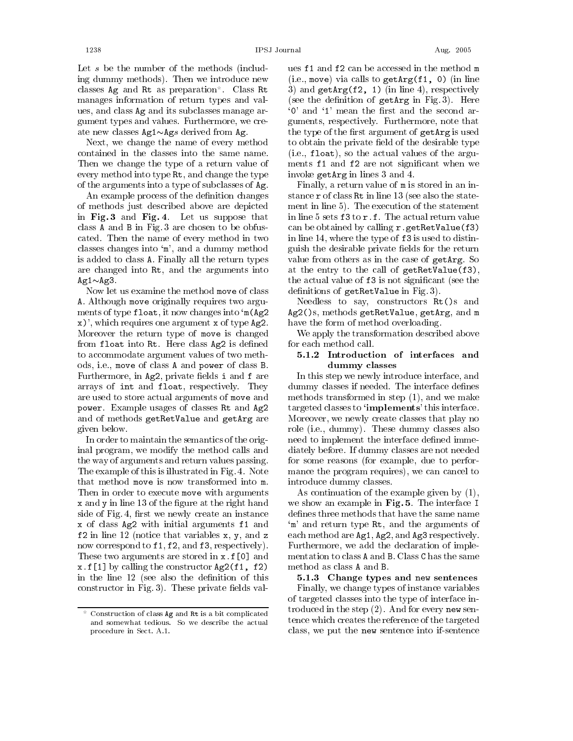Let $s$ be the number of the methods (including dummy methods). Then we introduce new classes `Ag` and `Rt` as preparation*. Class `Rt` manages information of return types and values, and class `Ag` and its subclasses manage argument types and values. Furthermore, we create new classes `Ag1`∼`Ag`$s$ derived from `Ag`.

Next, we change the name of every method contained in the classes into the same name. Then we change the type of a return value of every method into type `Rt`, and change the type of the arguments into a type of subclasses of `Ag`.

An example process of the definition changes of methods just described above are depicted in **Fig. 3** and **Fig. 4**. Let us suppose that class `A` and `B` in Fig. 3 are chosen to be obfuscated. Then the name of every method in two classes changes into '`m`', and a dummy method is added to class `A`. Finally all the return types are changed into `Rt`, and the arguments into `Ag1`∼`Ag3`.

Now let us examine the method `move` of class `A`. Although `move` originally requires two arguments of type `float`, it now changes into '`m(Ag2 x)`', which requires one argument `x` of type `Ag2`. Moreover the return type of `move` is changed from `float` into `Rt`. Here class `Ag2` is defined to accommodate argument values of two methods, i.e., `move` of class `A` and `power` of class `B`. Furthermore, in `Ag2`, private fields `i` and `f` are arrays of `int` and `float`, respectively. They are used to store actual arguments of `move` and `power`. Example usages of classes `Rt` and `Ag2` and of methods `getRetValue` and `getArg` are given below.

In order to maintain the semantics of the original program, we modify the method calls and the way of arguments and return values passing. The example of this is illustrated in Fig. 4. Note that method `move` is now transformed into `m`. Then in order to execute `move` with arguments `x` and `y` in line 13 of the figure at the right hand side of Fig. 4, first we newly create an instance `x` of class `Ag2` with initial arguments `f1` and `f2` in line 12 (notice that variables `x`, `y`, and `z` now correspond to `f1`, `f2`, and `f3`, respectively). These two arguments are stored in `x.f[0]` and `x.f[1]` by calling the constructor `Ag2(f1, f2)` in the line 12 (see also the definition of this constructor in Fig. 3). These private fields values `f1` and `f2` can be accessed in the method `m` (i.e., `move`) via calls to `getArg(f1, 0)` (in line 3) and `getArg(f2, 1)` (in line 4), respectively (see the definition of `getArg` in Fig. 3). Here '`0`' and '`1`' mean the first and the second arguments, respectively. Furthermore, note that the type of the first argument of `getArg` is used to obtain the private field of the desirable type (i.e., `float`), so the actual values of the arguments `f1` and `f2` are not significant when we invoke `getArg` in lines 3 and 4.

Finally, a return value of `m` is stored in an instance `r` of class `Rt` in line 13 (see also the statement in line 5). The execution of the statement in line 5 sets `f3` to `r.f`. The actual return value can be obtained by calling `r.getRetValue(f3)` in line 14, where the type of `f3` is used to distinguish the desirable private fields for the return value from others as in the case of `getArg`. So at the entry to the call of `getRetValue(f3)`, the actual value of `f3` is not significant (see the definitions of `getRetValue` in Fig. 3).

Needless to say, constructors `Rt()`s and `Ag2()`s, methods `getRetValue`, `getArg`, and `m` have the form of method overloading.

We apply the transformation described above for each method call.

#### 5.1.2 Introduction of interfaces and dummy classes

In this step we newly introduce interface, and dummy classes if needed. The interface defines methods transformed in step (1), and we make targeted classes to '**implements**' this interface. Moreover, we newly create classes that play no role (i.e., dummy). These dummy classes also need to implement the interface defined immediately before. If dummy classes are not needed for some reasons (for example, due to performance the program requires), we can cancel to introduce dummy classes.

As continuation of the example given by (1), we show an example in **Fig. 5**. The interface `I` defines three methods that have the same name '`m`' and return type `Rt`, and the arguments of each method are `Ag1`, `Ag2`, and `Ag3` respectively. Furthermore, we add the declaration of implementation to class `A` and `B`. Class `C` has the same method as class `A` and `B`.

#### 5.1.3 Change types and `new` sentences

Finally, we change types of instance variables of targeted classes into the type of interface introduced in the step (2). And for every `new` sentence which creates the reference of the targeted class, we put the `new` sentence into if-sentence

---

* Construction of class `Ag` and `Rt` is a bit complicated and somewhat tedious. So we describe the actual procedure in Sect. A.1.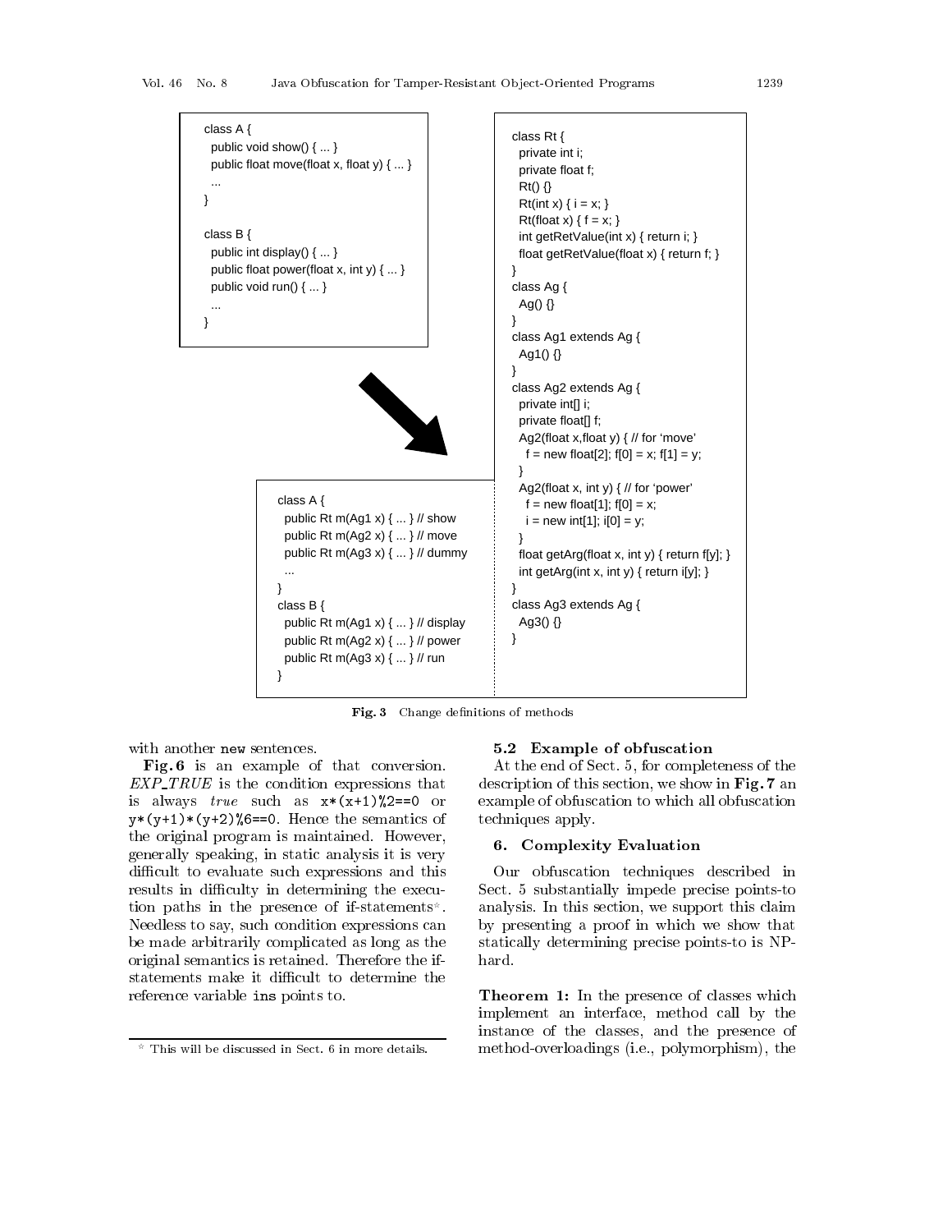```
class A {
  public void show() { ... }
  public float move(float x, float y) { ... }
  ...
}

class B {
  public int display() { ... }
  public float power(float x, int y) { ... }
  public void run() { ... }
  ...
}
```

```
class A {
  public Rt m(Ag1 x) { ... } // show
  public Rt m(Ag2 x) { ... } // move
  public Rt m(Ag3 x) { ... } // dummy
  ...
}
class B {
  public Rt m(Ag1 x) { ... } // display
  public Rt m(Ag2 x) { ... } // power
  public Rt m(Ag3 x) { ... } // run
}
```

```
class Rt {
  private int i;
  private float f;
  Rt() {}
  Rt(int x) { i = x; }
  Rt(float x) { f = x; }
  int getRetValue(int x) { return i; }
  float getRetValue(float x) { return f; }
}
class Ag {
  Ag() {}
}
class Ag1 extends Ag {
  Ag1() {}
}
class Ag2 extends Ag {
  private int[] i;
  private float[] f;
  Ag2(float x,float y) { // for 'move'
    f = new float[2]; f[0] = x; f[1] = y;
  }
  Ag2(float x, int y) { // for 'power'
    f = new float[1]; f[0] = x;
    i = new int[1]; i[0] = y;
  }
  float getArg(float x, int y) { return f[y]; }
  int getArg(int x, int y) { return i[y]; }
}
class Ag3 extends Ag {
  Ag3() {}
}
```

**Fig. 3** Change definitions of methods

with another `new` sentences.

**Fig. 6** is an example of that conversion. *EXP_TRUE* is the condition expressions that is always *true* such as `x*(x+1)%2==0` or `y*(y+1)*(y+2)%6==0`. Hence the semantics of the original program is maintained. However, generally speaking, in static analysis it is very difficult to evaluate such expressions and this results in difficulty in determining the execution paths in the presence of if-statements*. Needless to say, such condition expressions can be made arbitrarily complicated as long as the original semantics is retained. Therefore the if-statements make it difficult to determine the reference variable `ins` points to.

### 5.2 Example of obfuscation

At the end of Sect. 5, for completeness of the description of this section, we show in **Fig. 7** an example of obfuscation to which all obfuscation techniques apply.

## 6. Complexity Evaluation

Our obfuscation techniques described in Sect. 5 substantially impede precise points-to analysis. In this section, we support this claim by presenting a proof in which we show that statically determining precise points-to is NP-hard.

**Theorem 1:** In the presence of classes which implement an interface, method call by the instance of the classes, and the presence of method-overloadings (i.e., polymorphism), the

\* This will be discussed in Sect. 6 in more details.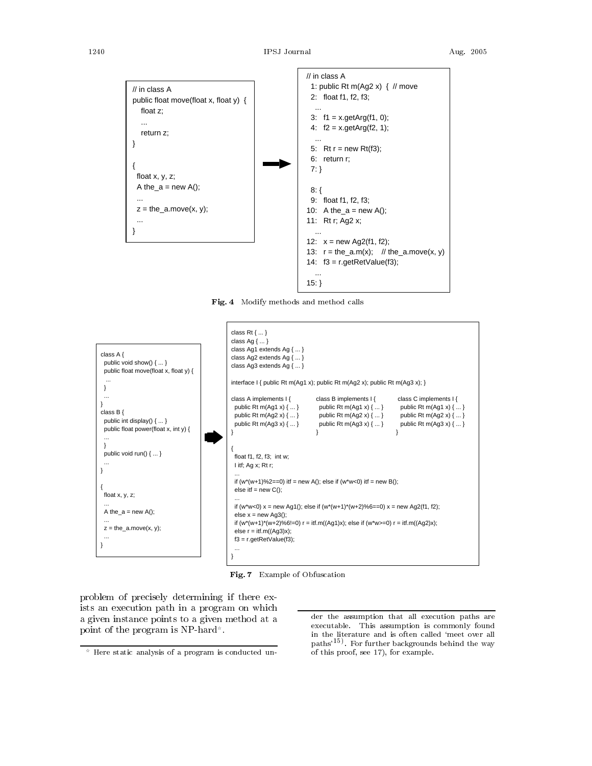```
// in class A
public float move(float x, float y)  {
    float z;
    ...
    return z;
}

{
  float x, y, z;
  A the_a = new A();
  ...
  z = the_a.move(x, y);
  ...
}
```

```
// in class A
  1: public Rt m(Ag2 x)  {  // move
  2:   float f1, f2, f3;
    ...
  3:   f1 = x.getArg(f1, 0);
  4:   f2 = x.getArg(f2, 1);
    ...
  5:   Rt r = new Rt(f3);
  6:   return r;
  7: }

  8: {
  9:   float f1, f2, f3;
 10:   A the_a = new A();
 11:   Rt r; Ag2 x;
    ...
 12:   x = new Ag2(f1, f2);
 13:   r = the_a.m(x);    // the_a.move(x, y)
 14:   f3 = r.getRetValue(f3);
    ...
 15: }
```

**Fig. 4** Modify methods and method calls

```
class A {
  public void show() { ... }
  public float move(float x, float y) {
   ...
  }
  ...
}
class B {
  public int display() { ... }
  public float power(float x, int y) {
   ...
  }
  public void run() { ... }
  ...
}

{
  float x, y, z;
  ...
  A the_a = new A();
  ...
  z = the_a.move(x, y);
  ...
}
```

```
class Rt { ... }
class Ag { ... }
class Ag1 extends Ag { ... }
class Ag2 extends Ag { ... }
class Ag3 extends Ag { ... }

interface I { public Rt m(Ag1 x); public Rt m(Ag2 x); public Rt m(Ag3 x); }

class A implements I {             class B implements I {             class C implements I {
  public Rt m(Ag1 x) { ... }         public Rt m(Ag1 x) { ... }         public Rt m(Ag1 x) { ... }
  public Rt m(Ag2 x) { ... }         public Rt m(Ag2 x) { ... }         public Rt m(Ag2 x) { ... }
  public Rt m(Ag3 x) { ... }         public Rt m(Ag3 x) { ... }         public Rt m(Ag3 x) { ... }
}                                  }                                  }

{
  float f1, f2, f3;  int w;
  I itf; Ag x; Rt r;
  ...
  if (w*(w+1)%2==0) itf = new A(); else if (w*w<0) itf = new B();
  else itf = new C();
  ...
  if (w*w<0) x = new Ag1(); else if (w*(w+1)*(w+2)%6==0) x = new Ag2(f1, f2);
  else x = new Ag3();
  if (w*(w+1)*(w+2)%6!=0) r = itf.m((Ag1)x); else if (w*w>=0) r = itf.m((Ag2)x);
  else r = itf.m((Ag3)x);
  f3 = r.getRetValue(f3);
  ...
}
```

**Fig. 7** Example of Obfuscation

problem of precisely determining if there exists an execution path in a program on which a given instance points to a given method at a point of the program is NP-hard*.

* Here static analysis of a program is conducted under the assumption that all execution paths are executable. This assumption is commonly found in the literature and is often called 'meet over all paths'[15]. For further backgrounds behind the way of this proof, see 17), for example.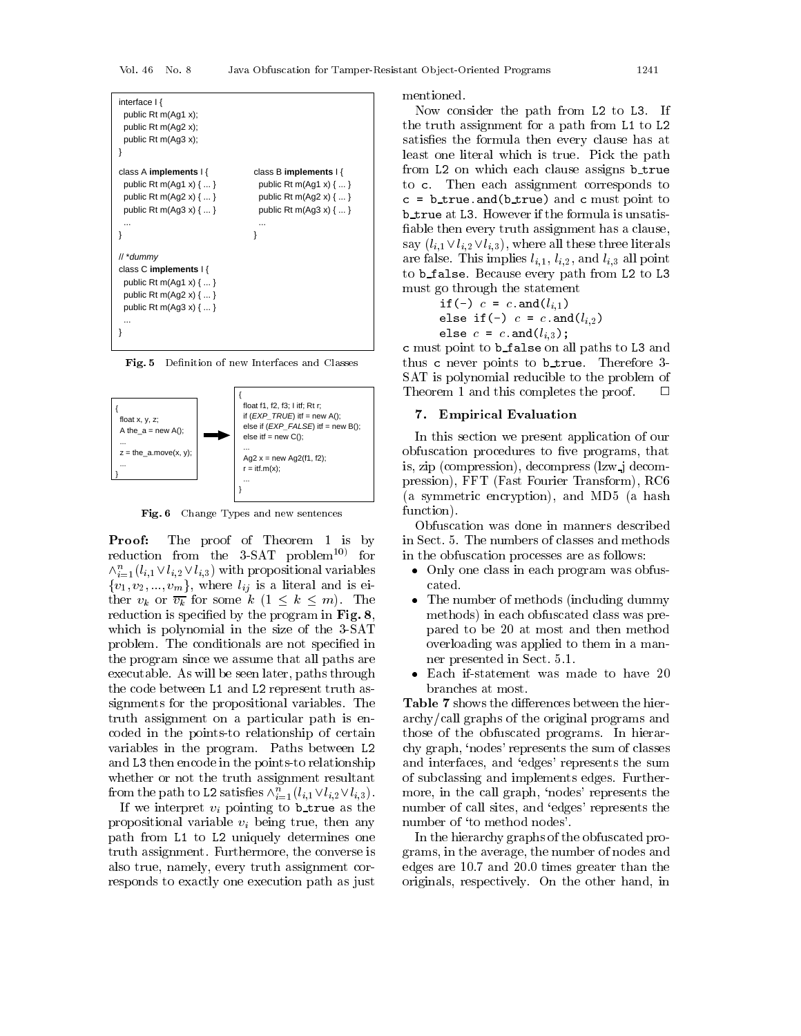```
interface I {
  public Rt m(Ag1 x);
  public Rt m(Ag2 x);
  public Rt m(Ag3 x);
}

class A implements I {
  public Rt m(Ag1 x) { ... }
  public Rt m(Ag2 x) { ... }
  public Rt m(Ag3 x) { ... }
  ...
}

class B implements I {
  public Rt m(Ag1 x) { ... }
  public Rt m(Ag2 x) { ... }
  public Rt m(Ag3 x) { ... }
  ...
}

// *dummy
class C implements I {
  public Rt m(Ag1 x) { ... }
  public Rt m(Ag2 x) { ... }
  public Rt m(Ag3 x) { ... }
  ...
}
```

**Fig. 5** Definition of new Interfaces and Classes

```
{
  float x, y, z;
  A the_a = new A();
  ...
  z = the_a.move(x, y);
  ...
}
```

→

```
{
  float f1, f2, f3; I itf; Rt r;
  if (EXP_TRUE) itf = new A();
  else if (EXP_FALSE) itf = new B();
  else itf = new C();
  ...
  Ag2 x = new Ag2(f1, f2);
  r = itf.m(x);
  ...
}
```

**Fig. 6** Change Types and new sentences

**Proof:** The proof of Theorem 1 is by reduction from the 3-SAT problem[10] for $\wedge_{i=1}^{n}(l_{i,1} \vee l_{i,2} \vee l_{i,3})$ with propositional variables $\{v_1, v_2, ..., v_m\}$, where $l_{ij}$ is a literal and is either $v_k$ or $\overline{v_k}$ for some $k$ $(1 \leq k \leq m)$. The reduction is specified by the program in **Fig. 8**, which is polynomial in the size of the 3-SAT problem. The conditionals are not specified in the program since we assume that all paths are executable. As will be seen later, paths through the code between L1 and L2 represent truth assignments for the propositional variables. The truth assignment on a particular path is encoded in the points-to relationship of certain variables in the program. Paths between L2 and L3 then encode in the points-to relationship whether or not the truth assignment resultant from the path to L2 satisfies $\wedge_{i=1}^{n}(l_{i,1} \vee l_{i,2} \vee l_{i,3})$.

If we interpret $v_i$ pointing to b_true as the propositional variable $v_i$ being true, then any path from L1 to L2 uniquely determines one truth assignment. Furthermore, the converse is also true, namely, every truth assignment corresponds to exactly one execution path as just mentioned.

Now consider the path from L2 to L3. If the truth assignment for a path from L1 to L2 satisfies the formula then every clause has at least one literal which is true. Pick the path from L2 on which each clause assigns b_true to c. Then each assignment corresponds to c = b_true.and(b_true) and c must point to b_true at L3. However if the formula is unsatisfiable then every truth assignment has a clause, say $(l_{i,1} \vee l_{i,2} \vee l_{i,3})$, where all these three literals are false. This implies $l_{i,1}$, $l_{i,2}$, and $l_{i,3}$ all point to b_false. Because every path from L2 to L3 must go through the statement

```
if(-) c = c.and(l_{i,1})
else if(-) c = c.and(l_{i,2})
else c = c.and(l_{i,3});
```

c must point to b_false on all paths to L3 and thus c never points to b_true. Therefore 3-SAT is polynomial reducible to the problem of Theorem 1 and this completes the proof. □

## 7. Empirical Evaluation

In this section we present application of our obfuscation procedures to five programs, that is, zip (compression), decompress (lzw_j decompression), FFT (Fast Fourier Transform), RC6 (a symmetric encryption), and MD5 (a hash function).

Obfuscation was done in manners described in Sect. 5. The numbers of classes and methods in the obfuscation processes are as follows:

- Only one class in each program was obfuscated.
- The number of methods (including dummy methods) in each obfuscated class was prepared to be 20 at most and then method overloading was applied to them in a manner presented in Sect. 5.1.
- Each if-statement was made to have 20 branches at most.

**Table 7** shows the differences between the hierarchy/call graphs of the original programs and those of the obfuscated programs. In hierarchy graph, 'nodes' represents the sum of classes and interfaces, and 'edges' represents the sum of subclassing and implements edges. Furthermore, in the call graph, 'nodes' represents the number of call sites, and 'edges' represents the number of 'to method nodes'.

In the hierarchy graphs of the obfuscated programs, in the average, the number of nodes and edges are 10.7 and 20.0 times greater than the originals, respectively. On the other hand, in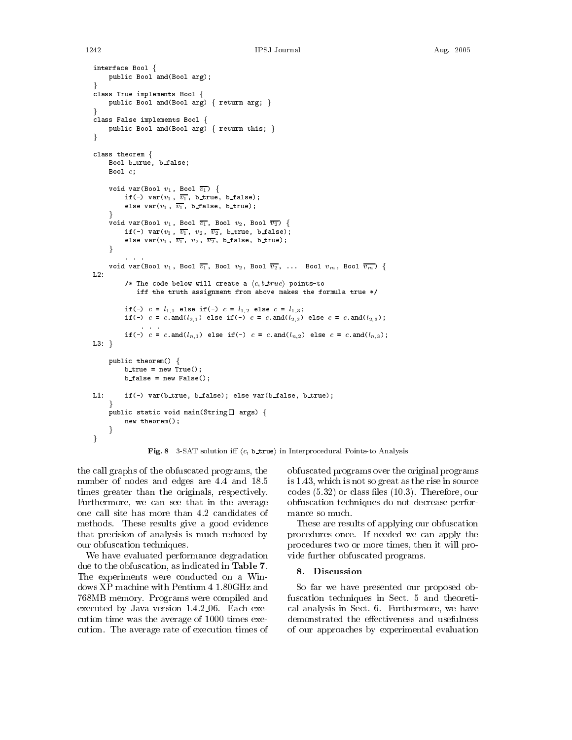```
interface Bool {
    public Bool and(Bool arg);
}
class True implements Bool {
    public Bool and(Bool arg) { return arg; }
}
class False implements Bool {
    public Bool and(Bool arg) { return this; }
}

class theorem {
    Bool b_true, b_false;
    Bool c;

    void var(Bool v1, Bool v1‾) {
        if(-) var(v1, v1‾, b_true, b_false);
        else var(v1, v1‾, b_false, b_true);
    }
    void var(Bool v1, Bool v1‾, Bool v2, Bool v2‾) {
        if(-) var(v1, v1‾, v2, v2‾, b_true, b_false);
        else var(v1, v1‾, v2, v2‾, b_false, b_true);
    }
        . . .
    void var(Bool v1, Bool v1‾, Bool v2, Bool v2‾, ...  Bool vm, Bool vm‾) {
L2:
        /* The code below will create a <c,b_true> points-to
           iff the truth assignment from above makes the formula true */

        if(-) c = l1,1 else if(-) c = l1,2 else c = l1,3;
        if(-) c = c.and(l2,1) else if(-) c = c.and(l2,2) else c = c.and(l2,3);
            . . .
        if(-) c = c.and(ln,1) else if(-) c = c.and(ln,2) else c = c.and(ln,3);
L3: }

    public theorem() {
        b_true = new True();
        b_false = new False();

L1:     if(-) var(b_true, b_false); else var(b_false, b_true);
    }
    public static void main(String[] args) {
        new theorem();
    }
}
```

**Fig. 8** 3-SAT solution iff $\langle c$, b_true$\rangle$ in Interprocedural Points-to Analysis

the call graphs of the obfuscated programs, the number of nodes and edges are 4.4 and 18.5 times greater than the originals, respectively. Furthermore, we can see that in the average one call site has more than 4.2 candidates of methods. These results give a good evidence that precision of analysis is much reduced by our obfuscation techniques.

We have evaluated performance degradation due to the obfuscation, as indicated in **Table 7**. The experiments were conducted on a Windows XP machine with Pentium 4 1.80GHz and 768MB memory. Programs were compiled and executed by Java version 1.4.2_06. Each execution time was the average of 1000 times execution. The average rate of execution times of obfuscated programs over the original programs is 1.43, which is not so great as the rise in source codes (5.32) or class files (10.3). Therefore, our obfuscation techniques do not decrease performance so much.

These are results of applying our obfuscation procedures once. If needed we can apply the procedures two or more times, then it will provide further obfuscated programs.

## 8. Discussion

So far we have presented our proposed obfuscation techniques in Sect. 5 and theoretical analysis in Sect. 6. Furthermore, we have demonstrated the effectiveness and usefulness of our approaches by experimental evaluation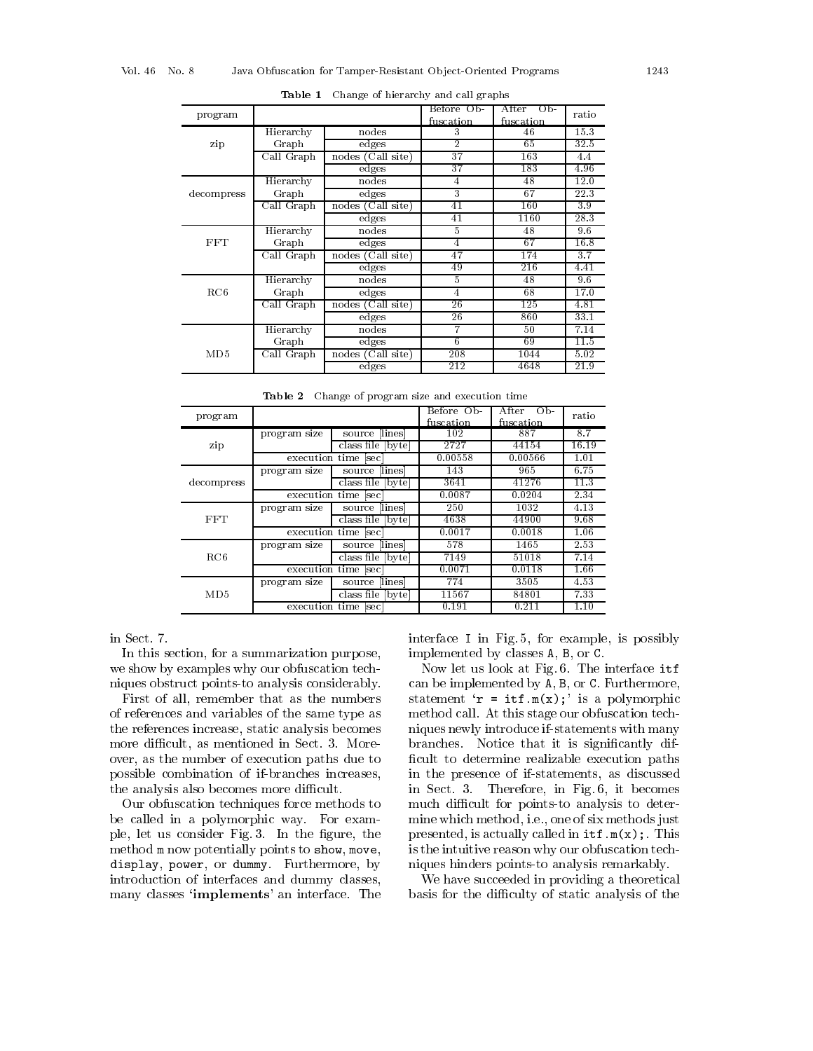**Table 1** Change of hierarchy and call graphs

| program | | | Before Obfuscation | After Obfuscation | ratio |
|---|---|---|---|---|---|
| zip | Hierarchy Graph | nodes | 3 | 46 | 15.3 |
| | | edges | 2 | 65 | 32.5 |
| | Call Graph | nodes (Call site) | 37 | 163 | 4.4 |
| | | edges | 37 | 183 | 4.96 |
| decompress | Hierarchy Graph | nodes | 4 | 48 | 12.0 |
| | | edges | 3 | 67 | 22.3 |
| | Call Graph | nodes (Call site) | 41 | 160 | 3.9 |
| | | edges | 41 | 1160 | 28.3 |
| FFT | Hierarchy Graph | nodes | 5 | 48 | 9.6 |
| | | edges | 4 | 67 | 16.8 |
| | Call Graph | nodes (Call site) | 47 | 174 | 3.7 |
| | | edges | 49 | 216 | 4.41 |
| RC6 | Hierarchy Graph | nodes | 5 | 48 | 9.6 |
| | | edges | 4 | 68 | 17.0 |
| | Call Graph | nodes (Call site) | 26 | 125 | 4.81 |
| | | edges | 26 | 860 | 33.1 |
| MD5 | Hierarchy Graph | nodes | 7 | 50 | 7.14 |
| | | edges | 6 | 69 | 11.5 |
| | Call Graph | nodes (Call site) | 208 | 1044 | 5.02 |
| | | edges | 212 | 4648 | 21.9 |

**Table 2** Change of program size and execution time

| program | | | Before Obfuscation | After Obfuscation | ratio |
|---|---|---|---|---|---|
| zip | program size | source [lines] | 102 | 887 | 8.7 |
| | | class file [byte] | 2727 | 44154 | 16.19 |
| | execution time [sec] | | 0.00558 | 0.00566 | 1.01 |
| decompress | program size | source [lines] | 143 | 965 | 6.75 |
| | | class file [byte] | 3641 | 41276 | 11.3 |
| | execution time [sec] | | 0.0087 | 0.0204 | 2.34 |
| FFT | program size | source [lines] | 250 | 1032 | 4.13 |
| | | class file [byte] | 4638 | 44900 | 9.68 |
| | execution time [sec] | | 0.0017 | 0.0018 | 1.06 |
| RC6 | program size | source [lines] | 578 | 1465 | 2.53 |
| | | class file [byte] | 7149 | 51018 | 7.14 |
| | execution time [sec] | | 0.0071 | 0.0118 | 1.66 |
| MD5 | program size | source [lines] | 774 | 3505 | 4.53 |
| | | class file [byte] | 11567 | 84801 | 7.33 |
| | execution time [sec] | | 0.191 | 0.211 | 1.10 |

in Sect. 7.

In this section, for a summarization purpose, we show by examples why our obfuscation techniques obstruct points-to analysis considerably.

First of all, remember that as the numbers of references and variables of the same type as the references increase, static analysis becomes more difficult, as mentioned in Sect. 3. Moreover, as the number of execution paths due to possible combination of if-branches increases, the analysis also becomes more difficult.

Our obfuscation techniques force methods to be called in a polymorphic way. For example, let us consider Fig. 3. In the figure, the method `m` now potentially points to `show`, `move`, `display`, `power`, or `dummy`. Furthermore, by introduction of interfaces and dummy classes, many classes '**implements**' an interface. The interface `I` in Fig. 5, for example, is possibly implemented by classes `A`, `B`, or `C`.

Now let us look at Fig. 6. The interface `itf` can be implemented by `A`, `B`, or `C`. Furthermore, statement '`r = itf.m(x);`' is a polymorphic method call. At this stage our obfuscation techniques newly introduce if-statements with many branches. Notice that it is significantly difficult to determine realizable execution paths in the presence of if-statements, as discussed in Sect. 3. Therefore, in Fig. 6, it becomes much difficult for points-to analysis to determine which method, i.e., one of six methods just presented, is actually called in `itf.m(x);`. This is the intuitive reason why our obfuscation techniques hinders points-to analysis remarkably.

We have succeeded in providing a theoretical basis for the difficulty of static analysis of the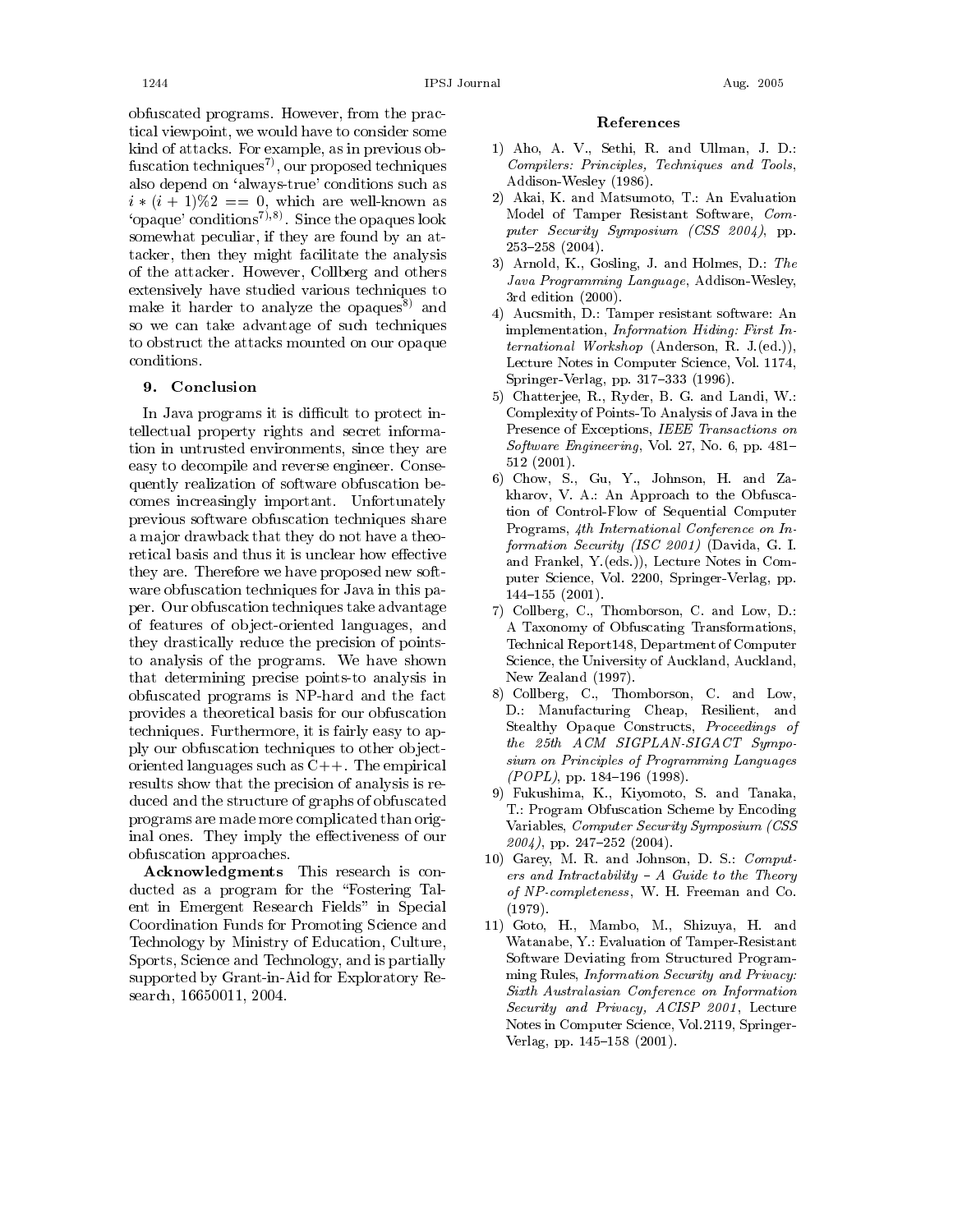obfuscated programs. However, from the practical viewpoint, we would have to consider some kind of attacks. For example, as in previous obfuscation techniques[7], our proposed techniques also depend on 'always-true' conditions such as $i * (i + 1)\%2 == 0$, which are well-known as 'opaque' conditions[7),8)]. Since the opaques look somewhat peculiar, if they are found by an attacker, then they might facilitate the analysis of the attacker. However, Collberg and others extensively have studied various techniques to make it harder to analyze the opaques[8] and so we can take advantage of such techniques to obstruct the attacks mounted on our opaque conditions.

## 9. Conclusion

In Java programs it is difficult to protect intellectual property rights and secret information in untrusted environments, since they are easy to decompile and reverse engineer. Consequently realization of software obfuscation becomes increasingly important. Unfortunately previous software obfuscation techniques share a major drawback that they do not have a theoretical basis and thus it is unclear how effective they are. Therefore we have proposed new software obfuscation techniques for Java in this paper. Our obfuscation techniques take advantage of features of object-oriented languages, and they drastically reduce the precision of points-to analysis of the programs. We have shown that determining precise points-to analysis in obfuscated programs is NP-hard and the fact provides a theoretical basis for our obfuscation techniques. Furthermore, it is fairly easy to apply our obfuscation techniques to other object-oriented languages such as C++. The empirical results show that the precision of analysis is reduced and the structure of graphs of obfuscated programs are made more complicated than original ones. They imply the effectiveness of our obfuscation approaches.

**Acknowledgments** This research is conducted as a program for the "Fostering Talent in Emergent Research Fields" in Special Coordination Funds for Promoting Science and Technology by Ministry of Education, Culture, Sports, Science and Technology, and is partially supported by Grant-in-Aid for Exploratory Research, 16650011, 2004.

## References

1) Aho, A. V., Sethi, R. and Ullman, J. D.: *Compilers: Principles, Techniques and Tools*, Addison-Wesley (1986).
2) Akai, K. and Matsumoto, T.: An Evaluation Model of Tamper Resistant Software, *Computer Security Symposium (CSS 2004)*, pp. 253–258 (2004).
3) Arnold, K., Gosling, J. and Holmes, D.: *The Java Programming Language*, Addison-Wesley, 3rd edition (2000).
4) Aucsmith, D.: Tamper resistant software: An implementation, *Information Hiding: First International Workshop* (Anderson, R. J.(ed.)), Lecture Notes in Computer Science, Vol. 1174, Springer-Verlag, pp. 317–333 (1996).
5) Chatterjee, R., Ryder, B. G. and Landi, W.: Complexity of Points-To Analysis of Java in the Presence of Exceptions, *IEEE Transactions on Software Engineering*, Vol. 27, No. 6, pp. 481–512 (2001).
6) Chow, S., Gu, Y., Johnson, H. and Zakharov, V. A.: An Approach to the Obfuscation of Control-Flow of Sequential Computer Programs, *4th International Conference on Information Security (ISC 2001)* (Davida, G. I. and Frankel, Y.(eds.)), Lecture Notes in Computer Science, Vol. 2200, Springer-Verlag, pp. 144–155 (2001).
7) Collberg, C., Thomborson, C. and Low, D.: A Taxonomy of Obfuscating Transformations, Technical Report148, Department of Computer Science, the University of Auckland, Auckland, New Zealand (1997).
8) Collberg, C., Thomborson, C. and Low, D.: Manufacturing Cheap, Resilient, and Stealthy Opaque Constructs, *Proceedings of the 25th ACM SIGPLAN-SIGACT Symposium on Principles of Programming Languages (POPL)*, pp. 184–196 (1998).
9) Fukushima, K., Kiyomoto, S. and Tanaka, T.: Program Obfuscation Scheme by Encoding Variables, *Computer Security Symposium (CSS 2004)*, pp. 247–252 (2004).
10) Garey, M. R. and Johnson, D. S.: *Computers and Intractability - A Guide to the Theory of NP-completeness*, W. H. Freeman and Co. (1979).
11) Goto, H., Mambo, M., Shizuya, H. and Watanabe, Y.: Evaluation of Tamper-Resistant Software Deviating from Structured Programming Rules, *Information Security and Privacy: Sixth Australasian Conference on Information Security and Privacy, ACISP 2001*, Lecture Notes in Computer Science, Vol.2119, Springer-Verlag, pp. 145–158 (2001).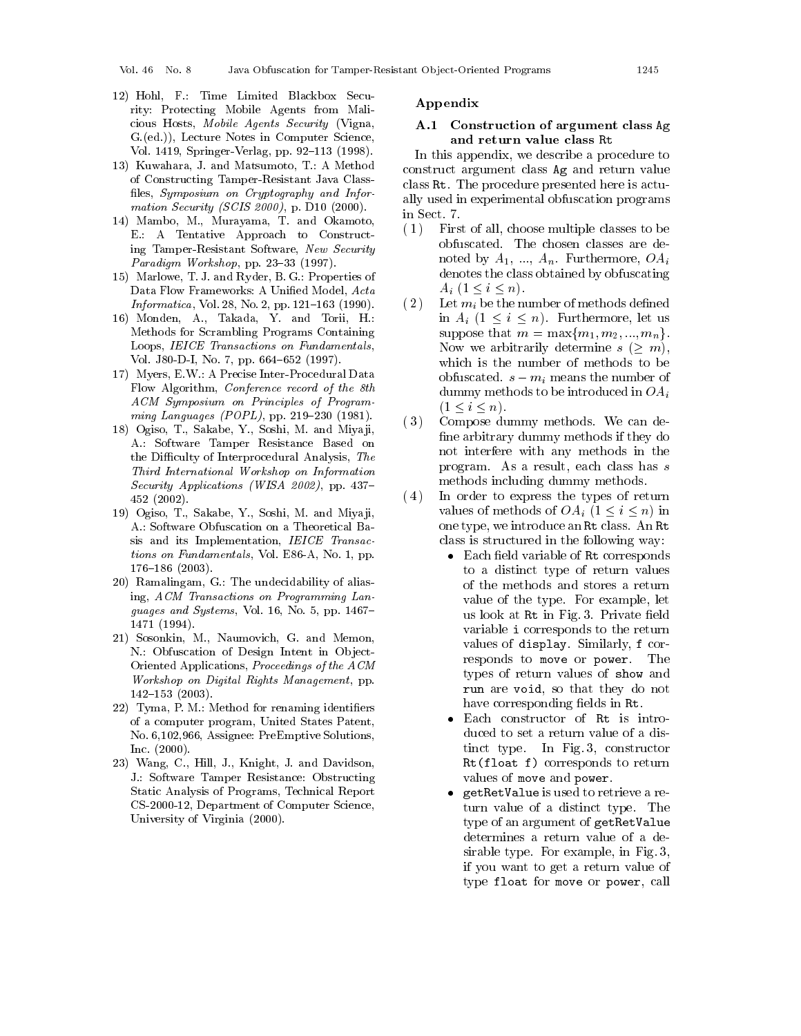12) Hohl, F.: Time Limited Blackbox Security: Protecting Mobile Agents from Malicious Hosts, *Mobile Agents Security* (Vigna, G.(ed.)), Lecture Notes in Computer Science, Vol. 1419, Springer-Verlag, pp. 92–113 (1998).
13) Kuwahara, J. and Matsumoto, T.: A Method of Constructing Tamper-Resistant Java Classfiles, *Symposium on Cryptography and Information Security (SCIS 2000)*, p. D10 (2000).
14) Mambo, M., Murayama, T. and Okamoto, E.: A Tentative Approach to Constructing Tamper-Resistant Software, *New Security Paradigm Workshop*, pp. 23–33 (1997).
15) Marlowe, T. J. and Ryder, B. G.: Properties of Data Flow Frameworks: A Unified Model, *Acta Informatica*, Vol. 28, No. 2, pp. 121–163 (1990).
16) Monden, A., Takada, Y. and Torii, H.: Methods for Scrambling Programs Containing Loops, *IEICE Transactions on Fundamentals*, Vol. J80-D-I, No. 7, pp. 664–652 (1997).
17) Myers, E.W.: A Precise Inter-Procedural Data Flow Algorithm, *Conference record of the 8th ACM Symposium on Principles of Programming Languages (POPL)*, pp. 219–230 (1981).
18) Ogiso, T., Sakabe, Y., Soshi, M. and Miyaji, A.: Software Tamper Resistance Based on the Difficulty of Interprocedural Analysis, *The Third International Workshop on Information Security Applications (WISA 2002)*, pp. 437–452 (2002).
19) Ogiso, T., Sakabe, Y., Soshi, M. and Miyaji, A.: Software Obfuscation on a Theoretical Basis and its Implementation, *IEICE Transactions on Fundamentals*, Vol. E86-A, No. 1, pp. 176–186 (2003).
20) Ramalingam, G.: The undecidability of aliasing, *ACM Transactions on Programming Languages and Systems*, Vol. 16, No. 5, pp. 1467–1471 (1994).
21) Sosonkin, M., Naumovich, G. and Memon, N.: Obfuscation of Design Intent in Object-Oriented Applications, *Proceedings of the ACM Workshop on Digital Rights Management*, pp. 142–153 (2003).
22) Tyma, P. M.: Method for renaming identifiers of a computer program, United States Patent, No. 6,102,966, Assignee: PreEmptive Solutions, Inc. (2000).
23) Wang, C., Hill, J., Knight, J. and Davidson, J.: Software Tamper Resistance: Obstructing Static Analysis of Programs, Technical Report CS-2000-12, Department of Computer Science, University of Virginia (2000).

## Appendix

### A.1 Construction of argument class `Ag` and return value class `Rt`

In this appendix, we describe a procedure to construct argument class `Ag` and return value class `Rt`. The procedure presented here is actually used in experimental obfuscation programs in Sect. 7.

(1) First of all, choose multiple classes to be obfuscated. The chosen classes are denoted by $A_1$, ..., $A_n$. Furthermore, $OA_i$ denotes the class obtained by obfuscating $A_i$ $(1 \leq i \leq n)$.

(2) Let $m_i$ be the number of methods defined in $A_i$ $(1 \leq i \leq n)$. Furthermore, let us suppose that $m = \max\{m_1, m_2, ..., m_n\}$. Now we arbitrarily determine $s$ $(\geq m)$, which is the number of methods to be obfuscated. $s - m_i$ means the number of dummy methods to be introduced in $OA_i$ $(1 \leq i \leq n)$.

(3) Compose dummy methods. We can define arbitrary dummy methods if they do not interfere with any methods in the program. As a result, each class has $s$ methods including dummy methods.

(4) In order to express the types of return values of methods of $OA_i$ $(1 \leq i \leq n)$ in one type, we introduce an `Rt` class. An `Rt` class is structured in the following way:

- Each field variable of `Rt` corresponds to a distinct type of return values of the methods and stores a return value of the type. For example, let us look at `Rt` in Fig. 3. Private field variable `i` corresponds to the return values of `display`. Similarly, `f` corresponds to `move` or `power`. The types of return values of `show` and `run` are `void`, so that they do not have corresponding fields in `Rt`.
- Each constructor of `Rt` is introduced to set a return value of a distinct type. In Fig. 3, constructor `Rt(float f)` corresponds to return values of `move` and `power`.
- `getRetValue` is used to retrieve a return value of a distinct type. The type of an argument of `getRetValue` determines a return value of a desirable type. For example, in Fig. 3, if you want to get a return value of type `float` for `move` or `power`, call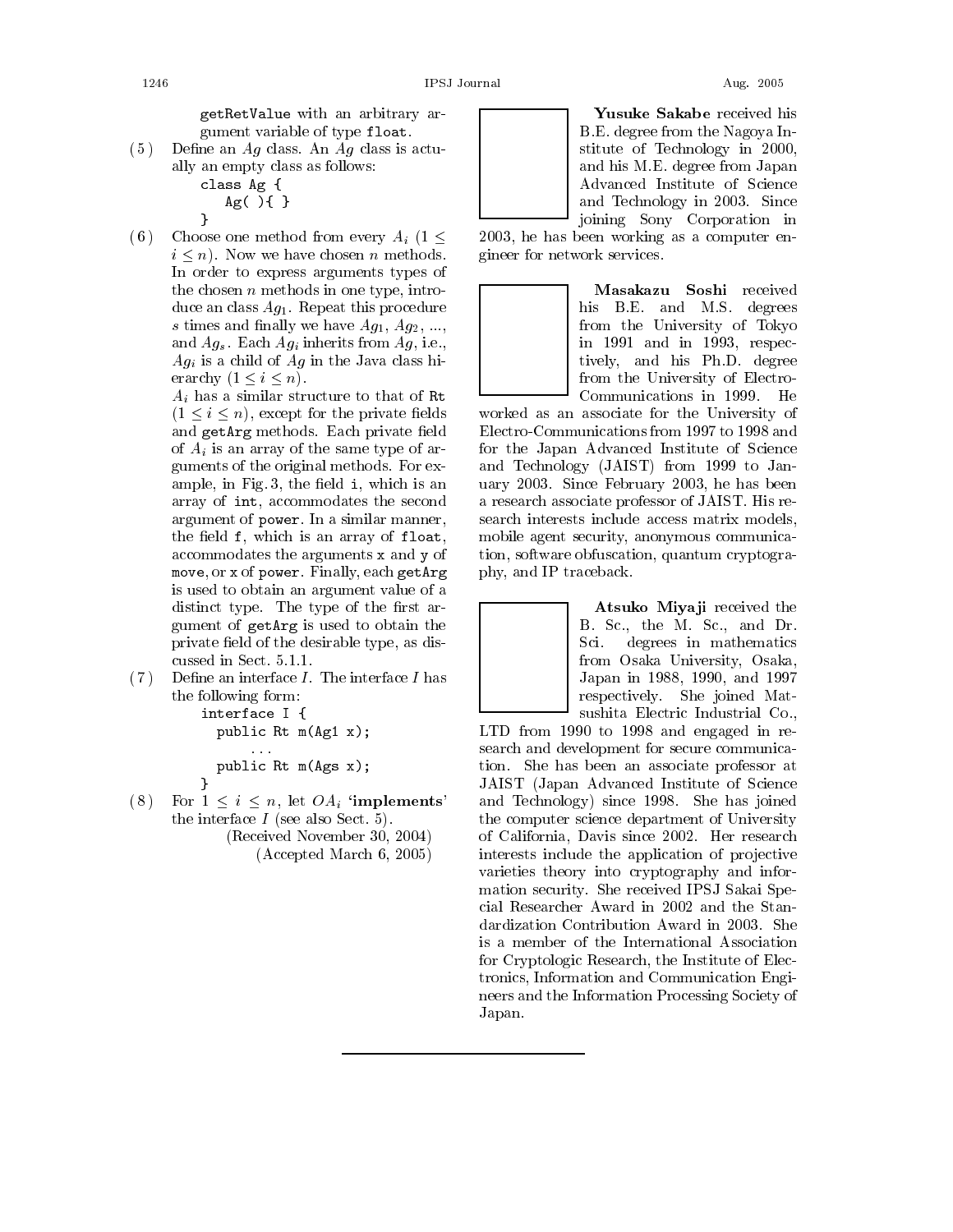getRetValue with an arbitrary argument variable of type float.

(5) Define an $Ag$ class. An $Ag$ class is actually an empty class as follows:

```
class Ag {
   Ag( ){ }
}
```

(6) Choose one method from every $A_i$ ($1 \leq i \leq n$). Now we have chosen $n$ methods. In order to express arguments types of the chosen $n$ methods in one type, introduce an class $Ag_1$. Repeat this procedure $s$ times and finally we have $Ag_1$, $Ag_2$, ..., and $Ag_s$. Each $Ag_i$ inherits from $Ag$, i.e., $Ag_i$ is a child of $Ag$ in the Java class hierarchy ($1 \leq i \leq n$).

$A_i$ has a similar structure to that of Rt ($1 \leq i \leq n$), except for the private fields and getArg methods. Each private field of $A_i$ is an array of the same type of arguments of the original methods. For example, in Fig. 3, the field i, which is an array of int, accommodates the second argument of power. In a similar manner, the field f, which is an array of float, accommodates the arguments x and y of move, or x of power. Finally, each getArg is used to obtain an argument value of a distinct type. The type of the first argument of getArg is used to obtain the private field of the desirable type, as discussed in Sect. 5.1.1.

(7) Define an interface $I$. The interface $I$ has the following form:

```
interface I {
  public Rt m(Ag1 x);
      ...
  public Rt m(Ags x);
}
```

(8) For $1 \leq i \leq n$, let $OA_i$ '**implements**' the interface $I$ (see also Sect. 5).

(Received November 30, 2004)
(Accepted March 6, 2005)

**Yusuke Sakabe** received his B.E. degree from the Nagoya Institute of Technology in 2000, and his M.E. degree from Japan Advanced Institute of Science and Technology in 2003. Since joining Sony Corporation in 2003, he has been working as a computer engineer for network services.

**Masakazu Soshi** received his B.E. and M.S. degrees from the University of Tokyo in 1991 and in 1993, respectively, and his Ph.D. degree from the University of Electro-Communications in 1999. He worked as an associate for the University of Electro-Communications from 1997 to 1998 and for the Japan Advanced Institute of Science and Technology (JAIST) from 1999 to January 2003. Since February 2003, he has been a research associate professor of JAIST. His research interests include access matrix models, mobile agent security, anonymous communication, software obfuscation, quantum cryptography, and IP traceback.

**Atsuko Miyaji** received the B. Sc., the M. Sc., and Dr. Sci. degrees in mathematics from Osaka University, Osaka, Japan in 1988, 1990, and 1997 respectively. She joined Matsushita Electric Industrial Co., LTD from 1990 to 1998 and engaged in research and development for secure communication. She has been an associate professor at JAIST (Japan Advanced Institute of Science and Technology) since 1998. She has joined the computer science department of University of California, Davis since 2002. Her research interests include the application of projective varieties theory into cryptography and information security. She received IPSJ Sakai Special Researcher Award in 2002 and the Standardization Contribution Award in 2003. She is a member of the International Association for Cryptologic Research, the Institute of Electronics, Information and Communication Engineers and the Information Processing Society of Japan.